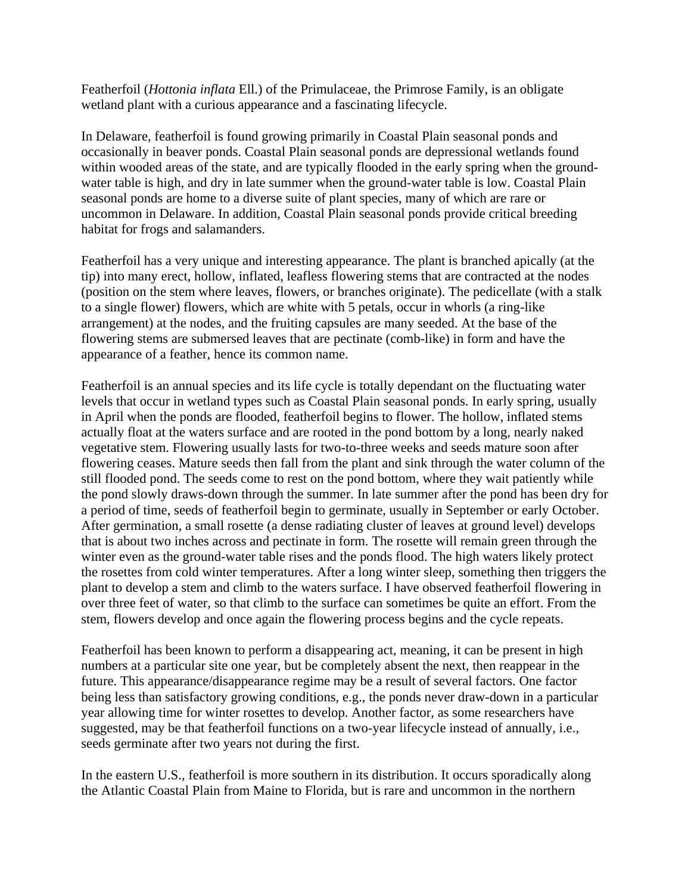Featherfoil (*Hottonia inflata* Ell.) of the Primulaceae, the Primrose Family, is an obligate wetland plant with a curious appearance and a fascinating lifecycle.

In Delaware, featherfoil is found growing primarily in Coastal Plain seasonal ponds and occasionally in beaver ponds. Coastal Plain seasonal ponds are depressional wetlands found within wooded areas of the state, and are typically flooded in the early spring when the ground-water table is high, and dry in late summer when the ground-water table is low. Coastal Plain seasonal ponds are home to a diverse suite of plant species, many of which are rare or uncommon in Delaware. In addition, Coastal Plain seasonal ponds provide critical breeding habitat for frogs and salamanders.

Featherfoil has a very unique and interesting appearance. The plant is branched apically (at the tip) into many erect, hollow, inflated, leafless flowering stems that are contracted at the nodes (position on the stem where leaves, flowers, or branches originate). The pedicellate (with a stalk to a single flower) flowers, which are white with 5 petals, occur in whorls (a ring-like arrangement) at the nodes, and the fruiting capsules are many seeded. At the base of the flowering stems are submersed leaves that are pectinate (comb-like) in form and have the appearance of a feather, hence its common name.

Featherfoil is an annual species and its life cycle is totally dependant on the fluctuating water levels that occur in wetland types such as Coastal Plain seasonal ponds. In early spring, usually in April when the ponds are flooded, featherfoil begins to flower. The hollow, inflated stems actually float at the waters surface and are rooted in the pond bottom by a long, nearly naked vegetative stem. Flowering usually lasts for two-to-three weeks and seeds mature soon after flowering ceases. Mature seeds then fall from the plant and sink through the water column of the still flooded pond. The seeds come to rest on the pond bottom, where they wait patiently while the pond slowly draws-down through the summer. In late summer after the pond has been dry for a period of time, seeds of featherfoil begin to germinate, usually in September or early October. After germination, a small rosette (a dense radiating cluster of leaves at ground level) develops that is about two inches across and pectinate in form. The rosette will remain green through the winter even as the ground-water table rises and the ponds flood. The high waters likely protect the rosettes from cold winter temperatures. After a long winter sleep, something then triggers the plant to develop a stem and climb to the waters surface. I have observed featherfoil flowering in over three feet of water, so that climb to the surface can sometimes be quite an effort. From the stem, flowers develop and once again the flowering process begins and the cycle repeats.

Featherfoil has been known to perform a disappearing act, meaning, it can be present in high numbers at a particular site one year, but be completely absent the next, then reappear in the future. This appearance/disappearance regime may be a result of several factors. One factor being less than satisfactory growing conditions, e.g., the ponds never draw-down in a particular year allowing time for winter rosettes to develop. Another factor, as some researchers have suggested, may be that featherfoil functions on a two-year lifecycle instead of annually, i.e., seeds germinate after two years not during the first.

In the eastern U.S., featherfoil is more southern in its distribution. It occurs sporadically along the Atlantic Coastal Plain from Maine to Florida, but is rare and uncommon in the northern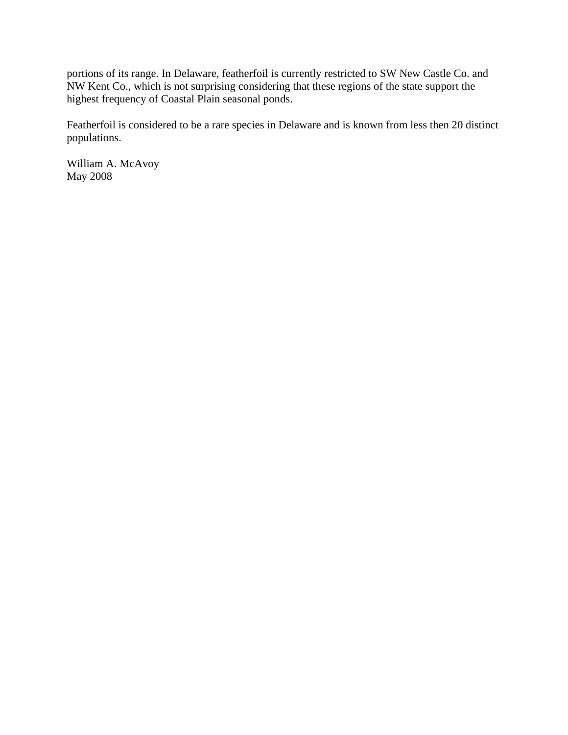portions of its range. In Delaware, featherfoil is currently restricted to SW New Castle Co. and NW Kent Co., which is not surprising considering that these regions of the state support the highest frequency of Coastal Plain seasonal ponds.

Featherfoil is considered to be a rare species in Delaware and is known from less then 20 distinct populations.

William A. McAvoy
May 2008